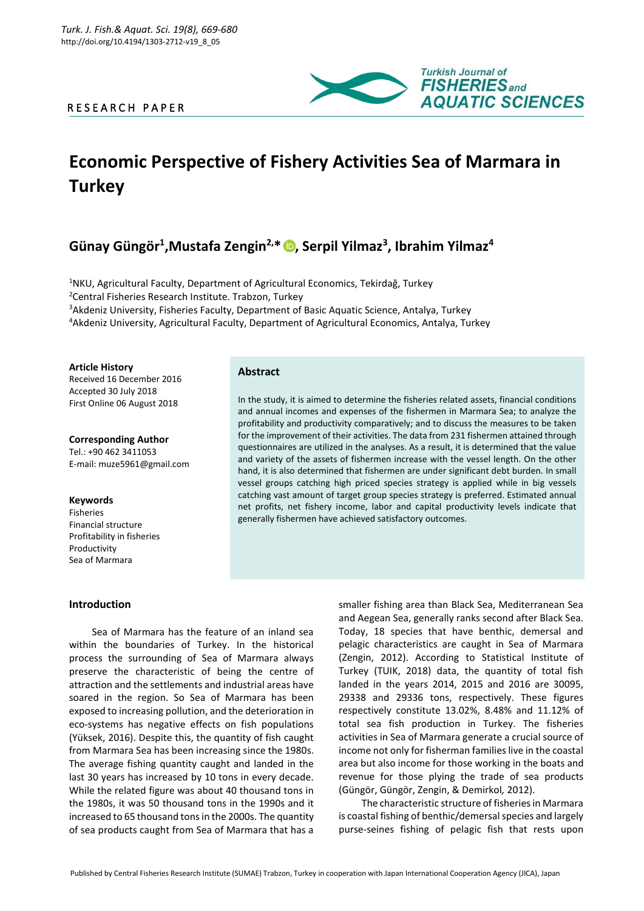RESEARCH PAPER

# Economic Perspective of Fishery Activities Sea of Marmara in Turkey

## Günay Güngör[1], Mustafa Zengin[2,*], Serpil Yilmaz[3], Ibrahim Yilmaz[4]

[1]NKU, Agricultural Faculty, Department of Agricultural Economics, Tekirdağ, Turkey
[2]Central Fisheries Research Institute. Trabzon, Turkey
[3]Akdeniz University, Fisheries Faculty, Department of Basic Aquatic Science, Antalya, Turkey
[4]Akdeniz University, Agricultural Faculty, Department of Agricultural Economics, Antalya, Turkey

**Article History**
Received 16 December 2016
Accepted 30 July 2018
First Online 06 August 2018

**Corresponding Author**
Tel.: +90 462 3411053
E-mail: muze5961@gmail.com

**Keywords**
Fisheries
Financial structure
Profitability in fisheries
Productivity
Sea of Marmara

### Abstract

In the study, it is aimed to determine the fisheries related assets, financial conditions and annual incomes and expenses of the fishermen in Marmara Sea; to analyze the profitability and productivity comparatively; and to discuss the measures to be taken for the improvement of their activities. The data from 231 fishermen attained through questionnaires are utilized in the analyses. As a result, it is determined that the value and variety of the assets of fishermen increase with the vessel length. On the other hand, it is also determined that fishermen are under significant debt burden. In small vessel groups catching high priced species strategy is applied while in big vessels catching vast amount of target group species strategy is preferred. Estimated annual net profits, net fishery income, labor and capital productivity levels indicate that generally fishermen have achieved satisfactory outcomes.

## Introduction

Sea of Marmara has the feature of an inland sea within the boundaries of Turkey. In the historical process the surrounding of Sea of Marmara always preserve the characteristic of being the centre of attraction and the settlements and industrial areas have soared in the region. So Sea of Marmara has been exposed to increasing pollution, and the deterioration in eco-systems has negative effects on fish populations (Yüksek, 2016). Despite this, the quantity of fish caught from Marmara Sea has been increasing since the 1980s. The average fishing quantity caught and landed in the last 30 years has increased by 10 tons in every decade. While the related figure was about 40 thousand tons in the 1980s, it was 50 thousand tons in the 1990s and it increased to 65 thousand tons in the 2000s. The quantity of sea products caught from Sea of Marmara that has a smaller fishing area than Black Sea, Mediterranean Sea and Aegean Sea, generally ranks second after Black Sea. Today, 18 species that have benthic, demersal and pelagic characteristics are caught in Sea of Marmara (Zengin, 2012). According to Statistical Institute of Turkey (TUIK, 2018) data, the quantity of total fish landed in the years 2014, 2015 and 2016 are 30095, 29338 and 29336 tons, respectively. These figures respectively constitute 13.02%, 8.48% and 11.12% of total sea fish production in Turkey. The fisheries activities in Sea of Marmara generate a crucial source of income not only for fisherman families live in the coastal area but also income for those working in the boats and revenue for those plying the trade of sea products (Güngör, Güngör, Zengin, & Demirkol*,* 2012).

The characteristic structure of fisheries in Marmara is coastal fishing of benthic/demersal species and largely purse-seines fishing of pelagic fish that rests upon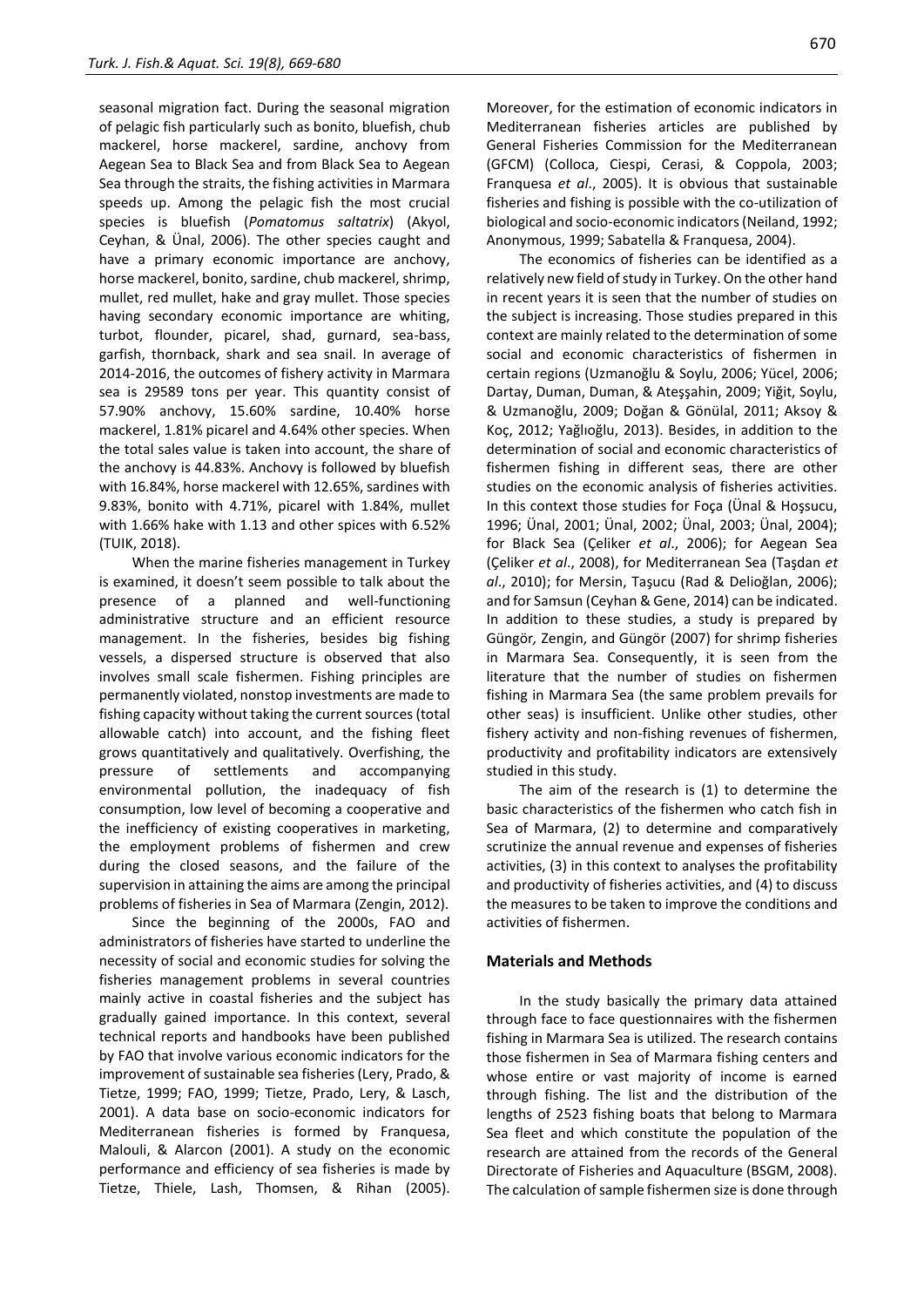seasonal migration fact. During the seasonal migration of pelagic fish particularly such as bonito, bluefish, chub mackerel, horse mackerel, sardine, anchovy from Aegean Sea to Black Sea and from Black Sea to Aegean Sea through the straits, the fishing activities in Marmara speeds up. Among the pelagic fish the most crucial species is bluefish (*Pomatomus saltatrix*) (Akyol, Ceyhan, & Ünal, 2006). The other species caught and have a primary economic importance are anchovy, horse mackerel, bonito, sardine, chub mackerel, shrimp, mullet, red mullet, hake and gray mullet. Those species having secondary economic importance are whiting, turbot, flounder, picarel, shad, gurnard, sea-bass, garfish, thornback, shark and sea snail. In average of 2014-2016, the outcomes of fishery activity in Marmara sea is 29589 tons per year. This quantity consist of 57.90% anchovy, 15.60% sardine, 10.40% horse mackerel, 1.81% picarel and 4.64% other species. When the total sales value is taken into account, the share of the anchovy is 44.83%. Anchovy is followed by bluefish with 16.84%, horse mackerel with 12.65%, sardines with 9.83%, bonito with 4.71%, picarel with 1.84%, mullet with 1.66% hake with 1.13 and other spices with 6.52% (TUIK, 2018).

When the marine fisheries management in Turkey is examined, it doesn't seem possible to talk about the presence of a planned and well-functioning administrative structure and an efficient resource management. In the fisheries, besides big fishing vessels, a dispersed structure is observed that also involves small scale fishermen. Fishing principles are permanently violated, nonstop investments are made to fishing capacity without taking the current sources (total allowable catch) into account, and the fishing fleet grows quantitatively and qualitatively. Overfishing, the pressure of settlements and accompanying environmental pollution, the inadequacy of fish consumption, low level of becoming a cooperative and the inefficiency of existing cooperatives in marketing, the employment problems of fishermen and crew during the closed seasons, and the failure of the supervision in attaining the aims are among the principal problems of fisheries in Sea of Marmara (Zengin, 2012).

Since the beginning of the 2000s, FAO and administrators of fisheries have started to underline the necessity of social and economic studies for solving the fisheries management problems in several countries mainly active in coastal fisheries and the subject has gradually gained importance. In this context, several technical reports and handbooks have been published by FAO that involve various economic indicators for the improvement of sustainable sea fisheries (Lery, Prado, & Tietze, 1999; FAO, 1999; Tietze, Prado, Lery, & Lasch, 2001). A data base on socio-economic indicators for Mediterranean fisheries is formed by Franquesa, Malouli, & Alarcon (2001). A study on the economic performance and efficiency of sea fisheries is made by Tietze, Thiele, Lash, Thomsen, & Rihan (2005). Moreover, for the estimation of economic indicators in Mediterranean fisheries articles are published by General Fisheries Commission for the Mediterranean (GFCM) (Colloca, Ciespi, Cerasi, & Coppola, 2003; Franquesa *et al*., 2005). It is obvious that sustainable fisheries and fishing is possible with the co-utilization of biological and socio-economic indicators (Neiland, 1992; Anonymous, 1999; Sabatella & Franquesa, 2004).

The economics of fisheries can be identified as a relatively new field of study in Turkey. On the other hand in recent years it is seen that the number of studies on the subject is increasing. Those studies prepared in this context are mainly related to the determination of some social and economic characteristics of fishermen in certain regions (Uzmanoğlu & Soylu, 2006; Yücel, 2006; Dartay, Duman, Duman, & Ateşşahin, 2009; Yiğit, Soylu, & Uzmanoğlu, 2009; Doğan & Gönülal, 2011; Aksoy & Koç, 2012; Yağlıoğlu, 2013). Besides, in addition to the determination of social and economic characteristics of fishermen fishing in different seas, there are other studies on the economic analysis of fisheries activities. In this context those studies for Foça (Ünal & Hoşsucu, 1996; Ünal, 2001; Ünal, 2002; Ünal, 2003; Ünal, 2004); for Black Sea (Çeliker *et al*., 2006); for Aegean Sea (Çeliker *et al*., 2008), for Mediterranean Sea (Taşdan *et al*., 2010); for Mersin, Taşucu (Rad & Delioğlan, 2006); and for Samsun (Ceyhan & Gene, 2014) can be indicated. In addition to these studies, a study is prepared by Güngör, Zengin, and Güngör (2007) for shrimp fisheries in Marmara Sea. Consequently, it is seen from the literature that the number of studies on fishermen fishing in Marmara Sea (the same problem prevails for other seas) is insufficient. Unlike other studies, other fishery activity and non-fishing revenues of fishermen, productivity and profitability indicators are extensively studied in this study.

The aim of the research is (1) to determine the basic characteristics of the fishermen who catch fish in Sea of Marmara, (2) to determine and comparatively scrutinize the annual revenue and expenses of fisheries activities, (3) in this context to analyses the profitability and productivity of fisheries activities, and (4) to discuss the measures to be taken to improve the conditions and activities of fishermen.

## Materials and Methods

In the study basically the primary data attained through face to face questionnaires with the fishermen fishing in Marmara Sea is utilized. The research contains those fishermen in Sea of Marmara fishing centers and whose entire or vast majority of income is earned through fishing. The list and the distribution of the lengths of 2523 fishing boats that belong to Marmara Sea fleet and which constitute the population of the research are attained from the records of the General Directorate of Fisheries and Aquaculture (BSGM, 2008). The calculation of sample fishermen size is done through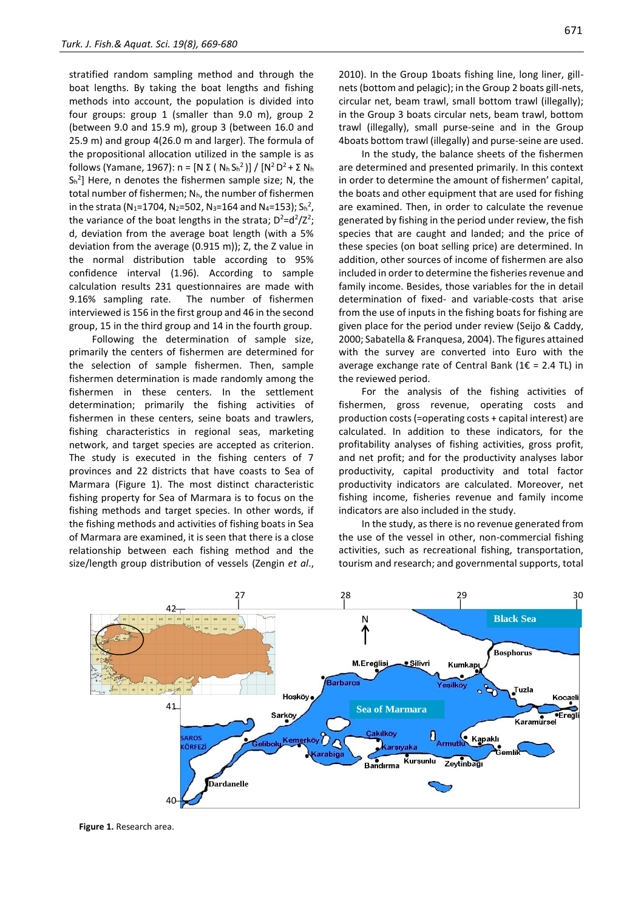stratified random sampling method and through the boat lengths. By taking the boat lengths and fishing methods into account, the population is divided into four groups: group 1 (smaller than 9.0 m), group 2 (between 9.0 and 15.9 m), group 3 (between 16.0 and 25.9 m) and group 4(26.0 m and larger). The formula of the propositional allocation utilized in the sample is as follows (Yamane, 1967): $n = [N \Sigma ( N_h S_h^2 )] / [N^2 D^2 + \Sigma N_h S_h^2]$ Here, n denotes the fishermen sample size; N, the total number of fishermen; $N_h$, the number of fishermen in the strata ($N_1$=1704, $N_2$=502, $N_3$=164 and $N_4$=153); $S_h^2$, the variance of the boat lengths in the strata; $D^2=d^2/Z^2$; d, deviation from the average boat length (with a 5% deviation from the average (0.915 m)); Z, the Z value in the normal distribution table according to 95% confidence interval (1.96). According to sample calculation results 231 questionnaires are made with 9.16% sampling rate. The number of fishermen interviewed is 156 in the first group and 46 in the second group, 15 in the third group and 14 in the fourth group.

Following the determination of sample size, primarily the centers of fishermen are determined for the selection of sample fishermen. Then, sample fishermen determination is made randomly among the fishermen in these centers. In the settlement determination; primarily the fishing activities of fishermen in these centers, seine boats and trawlers, fishing characteristics in regional seas, marketing network, and target species are accepted as criterion. The study is executed in the fishing centers of 7 provinces and 22 districts that have coasts to Sea of Marmara (Figure 1). The most distinct characteristic fishing property for Sea of Marmara is to focus on the fishing methods and target species. In other words, if the fishing methods and activities of fishing boats in Sea of Marmara are examined, it is seen that there is a close relationship between each fishing method and the size/length group distribution of vessels (Zengin *et al*., 2010). In the Group 1boats fishing line, long liner, gill-nets (bottom and pelagic); in the Group 2 boats gill-nets, circular net, beam trawl, small bottom trawl (illegally); in the Group 3 boats circular nets, beam trawl, bottom trawl (illegally), small purse-seine and in the Group 4boats bottom trawl (illegally) and purse-seine are used.

In the study, the balance sheets of the fishermen are determined and presented primarily. In this context in order to determine the amount of fishermen' capital, the boats and other equipment that are used for fishing are examined. Then, in order to calculate the revenue generated by fishing in the period under review, the fish species that are caught and landed; and the price of these species (on boat selling price) are determined. In addition, other sources of income of fishermen are also included in order to determine the fisheries revenue and family income. Besides, those variables for the in detail determination of fixed- and variable-costs that arise from the use of inputs in the fishing boats for fishing are given place for the period under review (Seijo & Caddy, 2000; Sabatella & Franquesa, 2004). The figures attained with the survey are converted into Euro with the average exchange rate of Central Bank (1€ = 2.4 TL) in the reviewed period.

For the analysis of the fishing activities of fishermen, gross revenue, operating costs and production costs (=operating costs + capital interest) are calculated. In addition to these indicators, for the profitability analyses of fishing activities, gross profit, and net profit; and for the productivity analyses labor productivity, capital productivity and total factor productivity indicators are calculated. Moreover, net fishing income, fisheries revenue and family income indicators are also included in the study.

In the study, as there is no revenue generated from the use of the vessel in other, non-commercial fishing activities, such as recreational fishing, transportation, tourism and research; and governmental supports, total

**Figure 1.** Research area.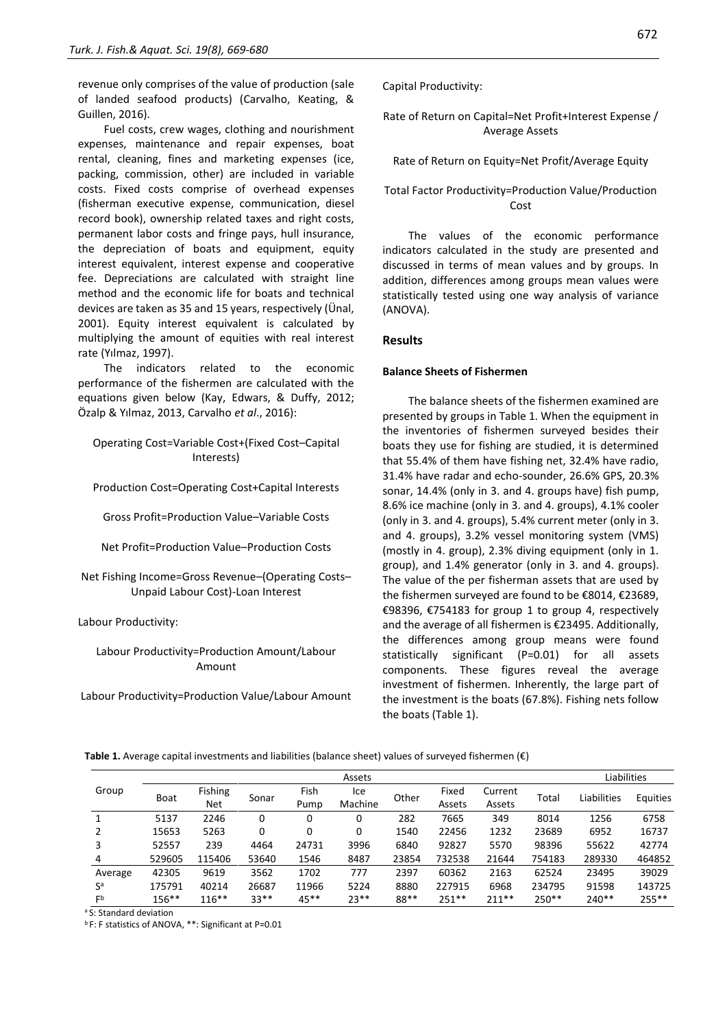revenue only comprises of the value of production (sale of landed seafood products) (Carvalho, Keating, & Guillen, 2016).

Fuel costs, crew wages, clothing and nourishment expenses, maintenance and repair expenses, boat rental, cleaning, fines and marketing expenses (ice, packing, commission, other) are included in variable costs. Fixed costs comprise of overhead expenses (fisherman executive expense, communication, diesel record book), ownership related taxes and right costs, permanent labor costs and fringe pays, hull insurance, the depreciation of boats and equipment, equity interest equivalent, interest expense and cooperative fee. Depreciations are calculated with straight line method and the economic life for boats and technical devices are taken as 35 and 15 years, respectively (Ünal, 2001). Equity interest equivalent is calculated by multiplying the amount of equities with real interest rate (Yılmaz, 1997).

The indicators related to the economic performance of the fishermen are calculated with the equations given below (Kay, Edwars, & Duffy, 2012; Özalp & Yılmaz, 2013, Carvalho *et al*., 2016):

Operating Cost=Variable Cost+(Fixed Cost–Capital Interests)

Production Cost=Operating Cost+Capital Interests

Gross Profit=Production Value–Variable Costs

Net Profit=Production Value–Production Costs

Net Fishing Income=Gross Revenue–(Operating Costs–Unpaid Labour Cost)-Loan Interest

Labour Productivity:

Labour Productivity=Production Amount/Labour Amount

Labour Productivity=Production Value/Labour Amount

Capital Productivity:

Rate of Return on Capital=Net Profit+Interest Expense / Average Assets

Rate of Return on Equity=Net Profit/Average Equity

Total Factor Productivity=Production Value/Production Cost

The values of the economic performance indicators calculated in the study are presented and discussed in terms of mean values and by groups. In addition, differences among groups mean values were statistically tested using one way analysis of variance (ANOVA).

## Results

### Balance Sheets of Fishermen

The balance sheets of the fishermen examined are presented by groups in Table 1. When the equipment in the inventories of fishermen surveyed besides their boats they use for fishing are studied, it is determined that 55.4% of them have fishing net, 32.4% have radio, 31.4% have radar and echo-sounder, 26.6% GPS, 20.3% sonar, 14.4% (only in 3. and 4. groups have) fish pump, 8.6% ice machine (only in 3. and 4. groups), 4.1% cooler (only in 3. and 4. groups), 5.4% current meter (only in 3. and 4. groups), 3.2% vessel monitoring system (VMS) (mostly in 4. group), 2.3% diving equipment (only in 1. group), and 1.4% generator (only in 3. and 4. groups). The value of the per fisherman assets that are used by the fishermen surveyed are found to be €8014, €23689, €98396, €754183 for group 1 to group 4, respectively and the average of all fishermen is €23495. Additionally, the differences among group means were found statistically significant (P=0.01) for all assets components. These figures reveal the average investment of fishermen. Inherently, the large part of the investment is the boats (67.8%). Fishing nets follow the boats (Table 1).

**Table 1.** Average capital investments and liabilities (balance sheet) values of surveyed fishermen (€)

| Group | Assets | | | | | | | | | Liabilities | |
|---|---|---|---|---|---|---|---|---|---|---|---|
| | Boat | Fishing Net | Sonar | Fish Pump | Ice Machine | Other | Fixed Assets | Current Assets | Total | Liabilities | Equities |
| 1 | 5137 | 2246 | 0 | 0 | 0 | 282 | 7665 | 349 | 8014 | 1256 | 6758 |
| 2 | 15653 | 5263 | 0 | 0 | 0 | 1540 | 22456 | 1232 | 23689 | 6952 | 16737 |
| 3 | 52557 | 239 | 4464 | 24731 | 3996 | 6840 | 92827 | 5570 | 98396 | 55622 | 42774 |
| 4 | 529605 | 115406 | 53640 | 1546 | 8487 | 23854 | 732538 | 21644 | 754183 | 289330 | 464852 |
| Average | 42305 | 9619 | 3562 | 1702 | 777 | 2397 | 60362 | 2163 | 62524 | 23495 | 39029 |
| S[a] | 175791 | 40214 | 26687 | 11966 | 5224 | 8880 | 227915 | 6968 | 234795 | 91598 | 143725 |
| F[b] | 156** | 116** | 33** | 45** | 23** | 88** | 251** | 211** | 250** | 240** | 255** |

[a] S: Standard deviation

[b] F: F statistics of ANOVA, **: Significant at P=0.01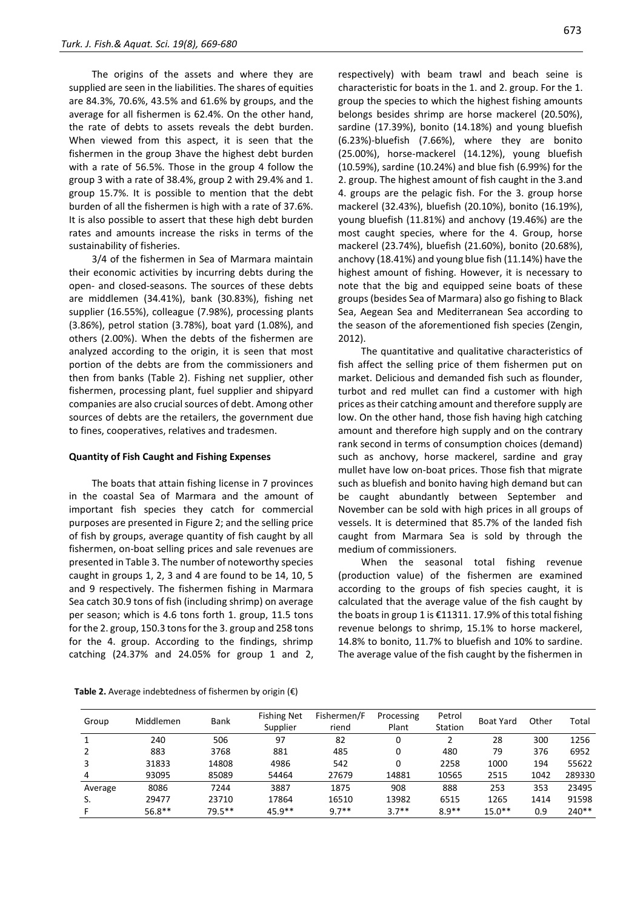The origins of the assets and where they are supplied are seen in the liabilities. The shares of equities are 84.3%, 70.6%, 43.5% and 61.6% by groups, and the average for all fishermen is 62.4%. On the other hand, the rate of debts to assets reveals the debt burden. When viewed from this aspect, it is seen that the fishermen in the group 3have the highest debt burden with a rate of 56.5%. Those in the group 4 follow the group 3 with a rate of 38.4%, group 2 with 29.4% and 1. group 15.7%. It is possible to mention that the debt burden of all the fishermen is high with a rate of 37.6%. It is also possible to assert that these high debt burden rates and amounts increase the risks in terms of the sustainability of fisheries.

3/4 of the fishermen in Sea of Marmara maintain their economic activities by incurring debts during the open- and closed-seasons. The sources of these debts are middlemen (34.41%), bank (30.83%), fishing net supplier (16.55%), colleague (7.98%), processing plants (3.86%), petrol station (3.78%), boat yard (1.08%), and others (2.00%). When the debts of the fishermen are analyzed according to the origin, it is seen that most portion of the debts are from the commissioners and then from banks (Table 2). Fishing net supplier, other fishermen, processing plant, fuel supplier and shipyard companies are also crucial sources of debt. Among other sources of debts are the retailers, the government due to fines, cooperatives, relatives and tradesmen.

### Quantity of Fish Caught and Fishing Expenses

The boats that attain fishing license in 7 provinces in the coastal Sea of Marmara and the amount of important fish species they catch for commercial purposes are presented in Figure 2; and the selling price of fish by groups, average quantity of fish caught by all fishermen, on-boat selling prices and sale revenues are presented in Table 3. The number of noteworthy species caught in groups 1, 2, 3 and 4 are found to be 14, 10, 5 and 9 respectively. The fishermen fishing in Marmara Sea catch 30.9 tons of fish (including shrimp) on average per season; which is 4.6 tons forth 1. group, 11.5 tons for the 2. group, 150.3 tons for the 3. group and 258 tons for the 4. group. According to the findings, shrimp catching (24.37% and 24.05% for group 1 and 2, respectively) with beam trawl and beach seine is characteristic for boats in the 1. and 2. group. For the 1. group the species to which the highest fishing amounts belongs besides shrimp are horse mackerel (20.50%), sardine (17.39%), bonito (14.18%) and young bluefish (6.23%)-bluefish (7.66%), where they are bonito (25.00%), horse-mackerel (14.12%), young bluefish (10.59%), sardine (10.24%) and blue fish (6.99%) for the 2. group. The highest amount of fish caught in the 3.and 4. groups are the pelagic fish. For the 3. group horse mackerel (32.43%), bluefish (20.10%), bonito (16.19%), young bluefish (11.81%) and anchovy (19.46%) are the most caught species, where for the 4. Group, horse mackerel (23.74%), bluefish (21.60%), bonito (20.68%), anchovy (18.41%) and young blue fish (11.14%) have the highest amount of fishing. However, it is necessary to note that the big and equipped seine boats of these groups (besides Sea of Marmara) also go fishing to Black Sea, Aegean Sea and Mediterranean Sea according to the season of the aforementioned fish species (Zengin, 2012).

The quantitative and qualitative characteristics of fish affect the selling price of them fishermen put on market. Delicious and demanded fish such as flounder, turbot and red mullet can find a customer with high prices as their catching amount and therefore supply are low. On the other hand, those fish having high catching amount and therefore high supply and on the contrary rank second in terms of consumption choices (demand) such as anchovy, horse mackerel, sardine and gray mullet have low on-boat prices. Those fish that migrate such as bluefish and bonito having high demand but can be caught abundantly between September and November can be sold with high prices in all groups of vessels. It is determined that 85.7% of the landed fish caught from Marmara Sea is sold by through the medium of commissioners.

When the seasonal total fishing revenue (production value) of the fishermen are examined according to the groups of fish species caught, it is calculated that the average value of the fish caught by the boats in group 1 is €11311. 17.9% of this total fishing revenue belongs to shrimp, 15.1% to horse mackerel, 14.8% to bonito, 11.7% to bluefish and 10% to sardine. The average value of the fish caught by the fishermen in

**Table 2.** Average indebtedness of fishermen by origin (€)

| Group | Middlemen | Bank | Fishing Net Supplier | Fishermen/Friend | Processing Plant | Petrol Station | Boat Yard | Other | Total |
|---|---|---|---|---|---|---|---|---|---|
| 1 | 240 | 506 | 97 | 82 | 0 | 2 | 28 | 300 | 1256 |
| 2 | 883 | 3768 | 881 | 485 | 0 | 480 | 79 | 376 | 6952 |
| 3 | 31833 | 14808 | 4986 | 542 | 0 | 2258 | 1000 | 194 | 55622 |
| 4 | 93095 | 85089 | 54464 | 27679 | 14881 | 10565 | 2515 | 1042 | 289330 |
| Average | 8086 | 7244 | 3887 | 1875 | 908 | 888 | 253 | 353 | 23495 |
| S. | 29477 | 23710 | 17864 | 16510 | 13982 | 6515 | 1265 | 1414 | 91598 |
| F | 56.8** | 79.5** | 45.9** | 9.7** | 3.7** | 8.9** | 15.0** | 0.9 | 240** |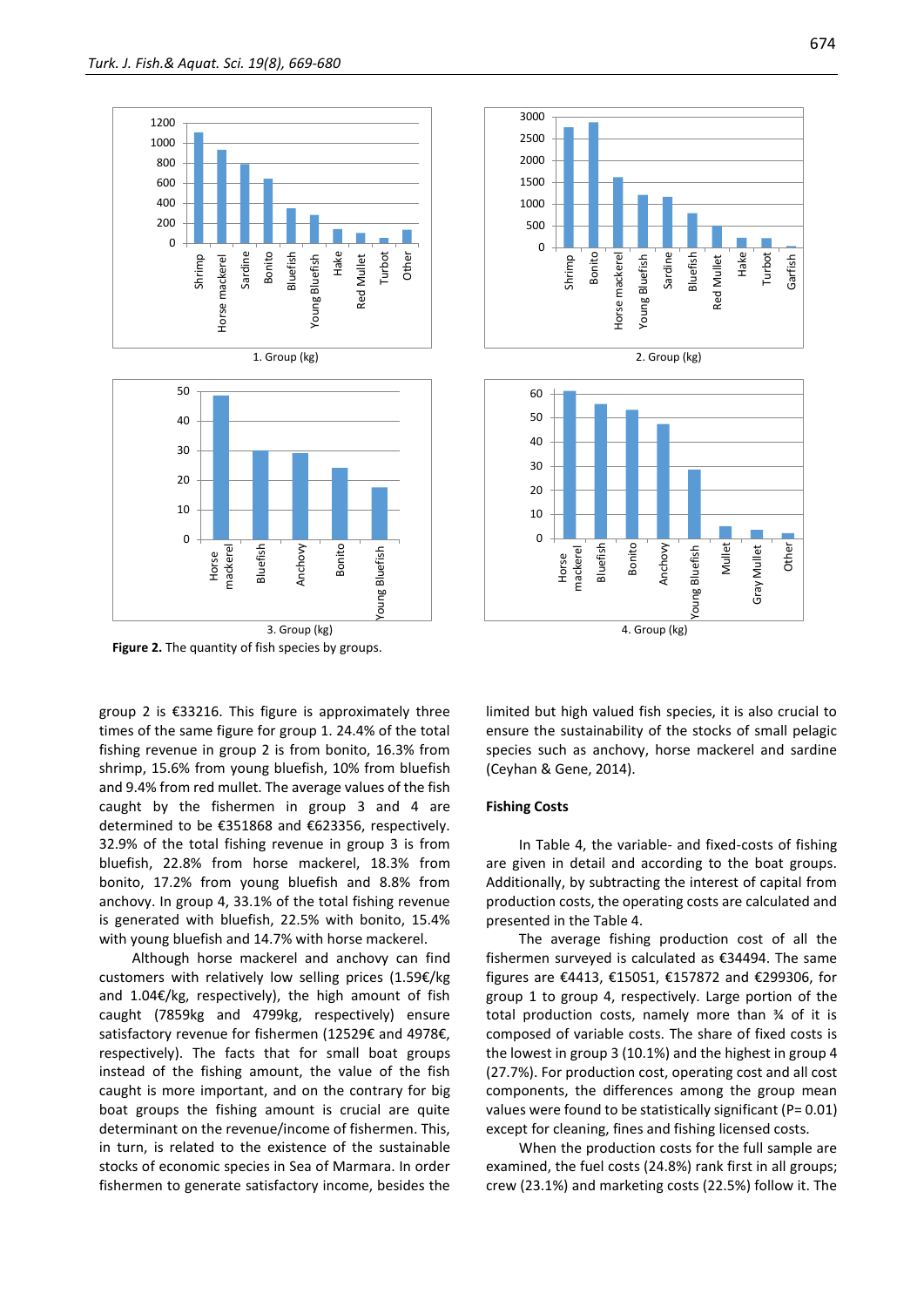Figure 2. The quantity of fish species by groups.

group 2 is €33216. This figure is approximately three times of the same figure for group 1. 24.4% of the total fishing revenue in group 2 is from bonito, 16.3% from shrimp, 15.6% from young bluefish, 10% from bluefish and 9.4% from red mullet. The average values of the fish caught by the fishermen in group 3 and 4 are determined to be €351868 and €623356, respectively. 32.9% of the total fishing revenue in group 3 is from bluefish, 22.8% from horse mackerel, 18.3% from bonito, 17.2% from young bluefish and 8.8% from anchovy. In group 4, 33.1% of the total fishing revenue is generated with bluefish, 22.5% with bonito, 15.4% with young bluefish and 14.7% with horse mackerel.

Although horse mackerel and anchovy can find customers with relatively low selling prices (1.59€/kg and 1.04€/kg, respectively), the high amount of fish caught (7859kg and 4799kg, respectively) ensure satisfactory revenue for fishermen (12529€ and 4978€, respectively). The facts that for small boat groups instead of the fishing amount, the value of the fish caught is more important, and on the contrary for big boat groups the fishing amount is crucial are quite determinant on the revenue/income of fishermen. This, in turn, is related to the existence of the sustainable stocks of economic species in Sea of Marmara. In order fishermen to generate satisfactory income, besides the limited but high valued fish species, it is also crucial to ensure the sustainability of the stocks of small pelagic species such as anchovy, horse mackerel and sardine (Ceyhan & Gene, 2014).

## Fishing Costs

In Table 4, the variable- and fixed-costs of fishing are given in detail and according to the boat groups. Additionally, by subtracting the interest of capital from production costs, the operating costs are calculated and presented in the Table 4.

The average fishing production cost of all the fishermen surveyed is calculated as €34494. The same figures are €4413, €15051, €157872 and €299306, for group 1 to group 4, respectively. Large portion of the total production costs, namely more than ¾ of it is composed of variable costs. The share of fixed costs is the lowest in group 3 (10.1%) and the highest in group 4 (27.7%). For production cost, operating cost and all cost components, the differences among the group mean values were found to be statistically significant (P= 0.01) except for cleaning, fines and fishing licensed costs.

When the production costs for the full sample are examined, the fuel costs (24.8%) rank first in all groups; crew (23.1%) and marketing costs (22.5%) follow it. The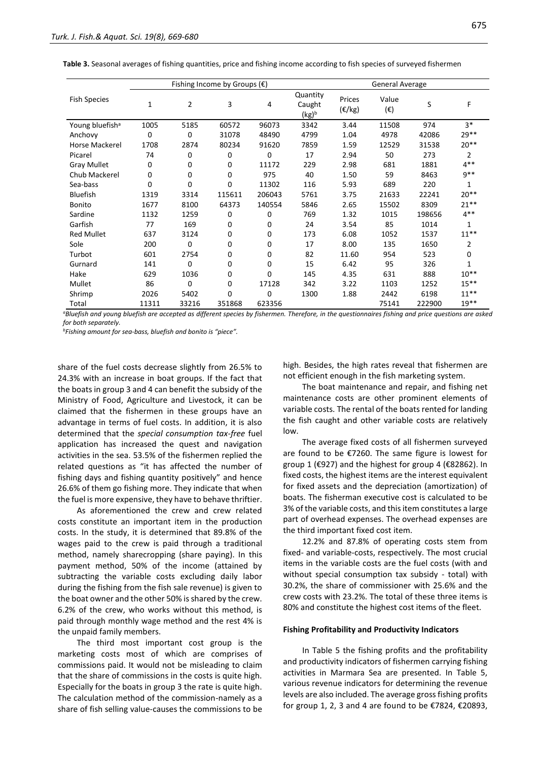**Table 3.** Seasonal averages of fishing quantities, price and fishing income according to fish species of surveyed fishermen

| Fish Species | Fishing Income by Groups (€) | | | | General Average | | | | |
|---|---|---|---|---|---|---|---|---|---|
| | 1 | 2 | 3 | 4 | Quantity Caught (kg)[b] | Prices (€/kg) | Value (€) | S | F |
| Young bluefish[a] | 1005 | 5185 | 60572 | 96073 | 3342 | 3.44 | 11508 | 974 | 3* |
| Anchovy | 0 | 0 | 31078 | 48490 | 4799 | 1.04 | 4978 | 42086 | 29** |
| Horse Mackerel | 1708 | 2874 | 80234 | 91620 | 7859 | 1.59 | 12529 | 31538 | 20** |
| Picarel | 74 | 0 | 0 | 0 | 17 | 2.94 | 50 | 273 | 2 |
| Gray Mullet | 0 | 0 | 0 | 11172 | 229 | 2.98 | 681 | 1881 | 4** |
| Chub Mackerel | 0 | 0 | 0 | 975 | 40 | 1.50 | 59 | 8463 | 9** |
| Sea-bass | 0 | 0 | 0 | 11302 | 116 | 5.93 | 689 | 220 | 1 |
| Bluefish | 1319 | 3314 | 115611 | 206043 | 5761 | 3.75 | 21633 | 22241 | 20** |
| Bonito | 1677 | 8100 | 64373 | 140554 | 5846 | 2.65 | 15502 | 8309 | 21** |
| Sardine | 1132 | 1259 | 0 | 0 | 769 | 1.32 | 1015 | 198656 | 4** |
| Garfish | 77 | 169 | 0 | 0 | 24 | 3.54 | 85 | 1014 | 1 |
| Red Mullet | 637 | 3124 | 0 | 0 | 173 | 6.08 | 1052 | 1537 | 11** |
| Sole | 200 | 0 | 0 | 0 | 17 | 8.00 | 135 | 1650 | 2 |
| Turbot | 601 | 2754 | 0 | 0 | 82 | 11.60 | 954 | 523 | 0 |
| Gurnard | 141 | 0 | 0 | 0 | 15 | 6.42 | 95 | 326 | 1 |
| Hake | 629 | 1036 | 0 | 0 | 145 | 4.35 | 631 | 888 | 10** |
| Mullet | 86 | 0 | 0 | 17128 | 342 | 3.22 | 1103 | 1252 | 15** |
| Shrimp | 2026 | 5402 | 0 | 0 | 1300 | 1.88 | 2442 | 6198 | 11** |
| Total | 11311 | 33216 | 351868 | 623356 | | | 75141 | 222900 | 19** |

[a]*Bluefish and young bluefish are accepted as different species by fishermen. Therefore, in the questionnaires fishing and price questions are asked for both separately.*

[b]*Fishing amount for sea-bass, bluefish and bonito is "piece".*

share of the fuel costs decrease slightly from 26.5% to 24.3% with an increase in boat groups. If the fact that the boats in group 3 and 4 can benefit the subsidy of the Ministry of Food, Agriculture and Livestock, it can be claimed that the fishermen in these groups have an advantage in terms of fuel costs. In addition, it is also determined that the *special consumption tax-free* fuel application has increased the quest and navigation activities in the sea. 53.5% of the fishermen replied the related questions as "it has affected the number of fishing days and fishing quantity positively" and hence 26.6% of them go fishing more. They indicate that when the fuel is more expensive, they have to behave thriftier.

As aforementioned the crew and crew related costs constitute an important item in the production costs. In the study, it is determined that 89.8% of the wages paid to the crew is paid through a traditional method, namely sharecropping (share paying). In this payment method, 50% of the income (attained by subtracting the variable costs excluding daily labor during the fishing from the fish sale revenue) is given to the boat owner and the other 50% is shared by the crew. 6.2% of the crew, who works without this method, is paid through monthly wage method and the rest 4% is the unpaid family members.

The third most important cost group is the marketing costs most of which are comprises of commissions paid. It would not be misleading to claim that the share of commissions in the costs is quite high. Especially for the boats in group 3 the rate is quite high. The calculation method of the commission-namely as a share of fish selling value-causes the commissions to be high. Besides, the high rates reveal that fishermen are not efficient enough in the fish marketing system.

The boat maintenance and repair, and fishing net maintenance costs are other prominent elements of variable costs. The rental of the boats rented for landing the fish caught and other variable costs are relatively low.

The average fixed costs of all fishermen surveyed are found to be €7260. The same figure is lowest for group 1 (€927) and the highest for group 4 (€82862). In fixed costs, the highest items are the interest equivalent for fixed assets and the depreciation (amortization) of boats. The fisherman executive cost is calculated to be 3% of the variable costs, and this item constitutes a large part of overhead expenses. The overhead expenses are the third important fixed cost item.

12.2% and 87.8% of operating costs stem from fixed- and variable-costs, respectively. The most crucial items in the variable costs are the fuel costs (with and without special consumption tax subsidy - total) with 30.2%, the share of commissioner with 25.6% and the crew costs with 23.2%. The total of these three items is 80% and constitute the highest cost items of the fleet.

#### Fishing Profitability and Productivity Indicators

In Table 5 the fishing profits and the profitability and productivity indicators of fishermen carrying fishing activities in Marmara Sea are presented. In Table 5, various revenue indicators for determining the revenue levels are also included. The average gross fishing profits for group 1, 2, 3 and 4 are found to be €7824, €20893,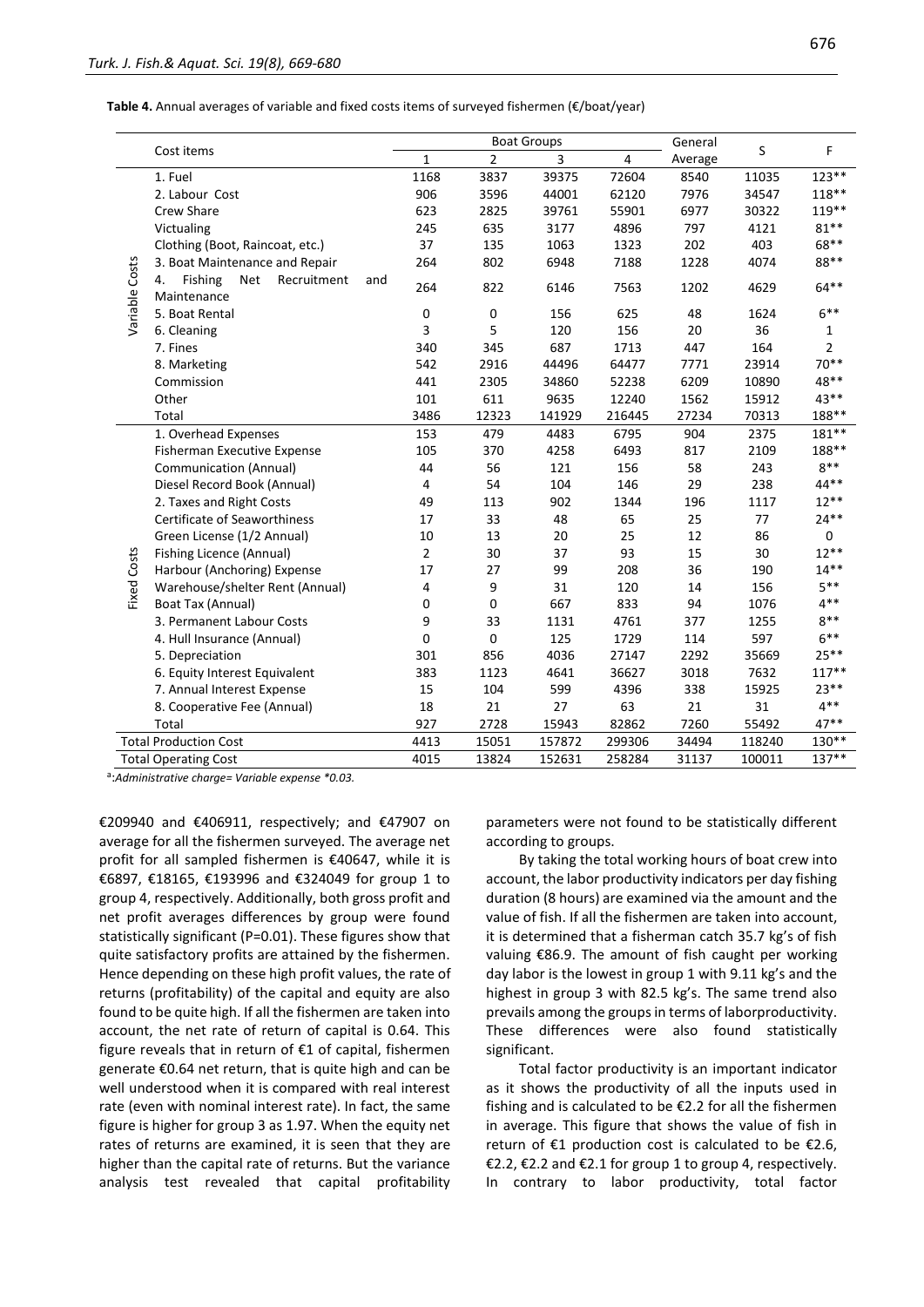**Table 4.** Annual averages of variable and fixed costs items of surveyed fishermen (€/boat/year)

| | Cost items | Boat Groups | | | | General Average | S | F |
|---|---|---|---|---|---|---|---|---|
| | | 1 | 2 | 3 | 4 | | | |
| Variable Costs | 1. Fuel | 1168 | 3837 | 39375 | 72604 | 8540 | 11035 | 123** |
| | 2. Labour Cost | 906 | 3596 | 44001 | 62120 | 7976 | 34547 | 118** |
| | Crew Share | 623 | 2825 | 39761 | 55901 | 6977 | 30322 | 119** |
| | Victualing | 245 | 635 | 3177 | 4896 | 797 | 4121 | 81** |
| | Clothing (Boot, Raincoat, etc.) | 37 | 135 | 1063 | 1323 | 202 | 403 | 68** |
| | 3. Boat Maintenance and Repair | 264 | 802 | 6948 | 7188 | 1228 | 4074 | 88** |
| | 4. Fishing Net Recruitment and Maintenance | 264 | 822 | 6146 | 7563 | 1202 | 4629 | 64** |
| | 5. Boat Rental | 0 | 0 | 156 | 625 | 48 | 1624 | 6** |
| | 6. Cleaning | 3 | 5 | 120 | 156 | 20 | 36 | 1 |
| | 7. Fines | 340 | 345 | 687 | 1713 | 447 | 164 | 2 |
| | 8. Marketing | 542 | 2916 | 44496 | 64477 | 7771 | 23914 | 70** |
| | Commission | 441 | 2305 | 34860 | 52238 | 6209 | 10890 | 48** |
| | Other | 101 | 611 | 9635 | 12240 | 1562 | 15912 | 43** |
| | Total | 3486 | 12323 | 141929 | 216445 | 27234 | 70313 | 188** |
| Fixed Costs | 1. Overhead Expenses | 153 | 479 | 4483 | 6795 | 904 | 2375 | 181** |
| | Fisherman Executive Expense | 105 | 370 | 4258 | 6493 | 817 | 2109 | 188** |
| | Communication (Annual) | 44 | 56 | 121 | 156 | 58 | 243 | 8** |
| | Diesel Record Book (Annual) | 4 | 54 | 104 | 146 | 29 | 238 | 44** |
| | 2. Taxes and Right Costs | 49 | 113 | 902 | 1344 | 196 | 1117 | 12** |
| | Certificate of Seaworthiness | 17 | 33 | 48 | 65 | 25 | 77 | 24** |
| | Green License (1/2 Annual) | 10 | 13 | 20 | 25 | 12 | 86 | 0 |
| | Fishing Licence (Annual) | 2 | 30 | 37 | 93 | 15 | 30 | 12** |
| | Harbour (Anchoring) Expense | 17 | 27 | 99 | 208 | 36 | 190 | 14** |
| | Warehouse/shelter Rent (Annual) | 4 | 9 | 31 | 120 | 14 | 156 | 5** |
| | Boat Tax (Annual) | 0 | 0 | 667 | 833 | 94 | 1076 | 4** |
| | 3. Permanent Labour Costs | 9 | 33 | 1131 | 4761 | 377 | 1255 | 8** |
| | 4. Hull Insurance (Annual) | 0 | 0 | 125 | 1729 | 114 | 597 | 6** |
| | 5. Depreciation | 301 | 856 | 4036 | 27147 | 2292 | 35669 | 25** |
| | 6. Equity Interest Equivalent | 383 | 1123 | 4641 | 36627 | 3018 | 7632 | 117** |
| | 7. Annual Interest Expense | 15 | 104 | 599 | 4396 | 338 | 15925 | 23** |
| | 8. Cooperative Fee (Annual) | 18 | 21 | 27 | 63 | 21 | 31 | 4** |
| | Total | 927 | 2728 | 15943 | 82862 | 7260 | 55492 | 47** |
| Total Production Cost | | 4413 | 15051 | 157872 | 299306 | 34494 | 118240 | 130** |
| Total Operating Cost | | 4015 | 13824 | 152631 | 258284 | 31137 | 100011 | 137** |

[a]:*Administrative charge= Variable expense *0.03.*

€209940 and €406911, respectively; and €47907 on average for all the fishermen surveyed. The average net profit for all sampled fishermen is €40647, while it is €6897, €18165, €193996 and €324049 for group 1 to group 4, respectively. Additionally, both gross profit and net profit averages differences by group were found statistically significant (P=0.01). These figures show that quite satisfactory profits are attained by the fishermen. Hence depending on these high profit values, the rate of returns (profitability) of the capital and equity are also found to be quite high. If all the fishermen are taken into account, the net rate of return of capital is 0.64. This figure reveals that in return of €1 of capital, fishermen generate €0.64 net return, that is quite high and can be well understood when it is compared with real interest rate (even with nominal interest rate). In fact, the same figure is higher for group 3 as 1.97. When the equity net rates of returns are examined, it is seen that they are higher than the capital rate of returns. But the variance analysis test revealed that capital profitability parameters were not found to be statistically different according to groups.

By taking the total working hours of boat crew into account, the labor productivity indicators per day fishing duration (8 hours) are examined via the amount and the value of fish. If all the fishermen are taken into account, it is determined that a fisherman catch 35.7 kg's of fish valuing €86.9. The amount of fish caught per working day labor is the lowest in group 1 with 9.11 kg's and the highest in group 3 with 82.5 kg's. The same trend also prevails among the groups in terms of laborproductivity. These differences were also found statistically significant.

Total factor productivity is an important indicator as it shows the productivity of all the inputs used in fishing and is calculated to be €2.2 for all the fishermen in average. This figure that shows the value of fish in return of €1 production cost is calculated to be €2.6, €2.2, €2.2 and €2.1 for group 1 to group 4, respectively. In contrary to labor productivity, total factor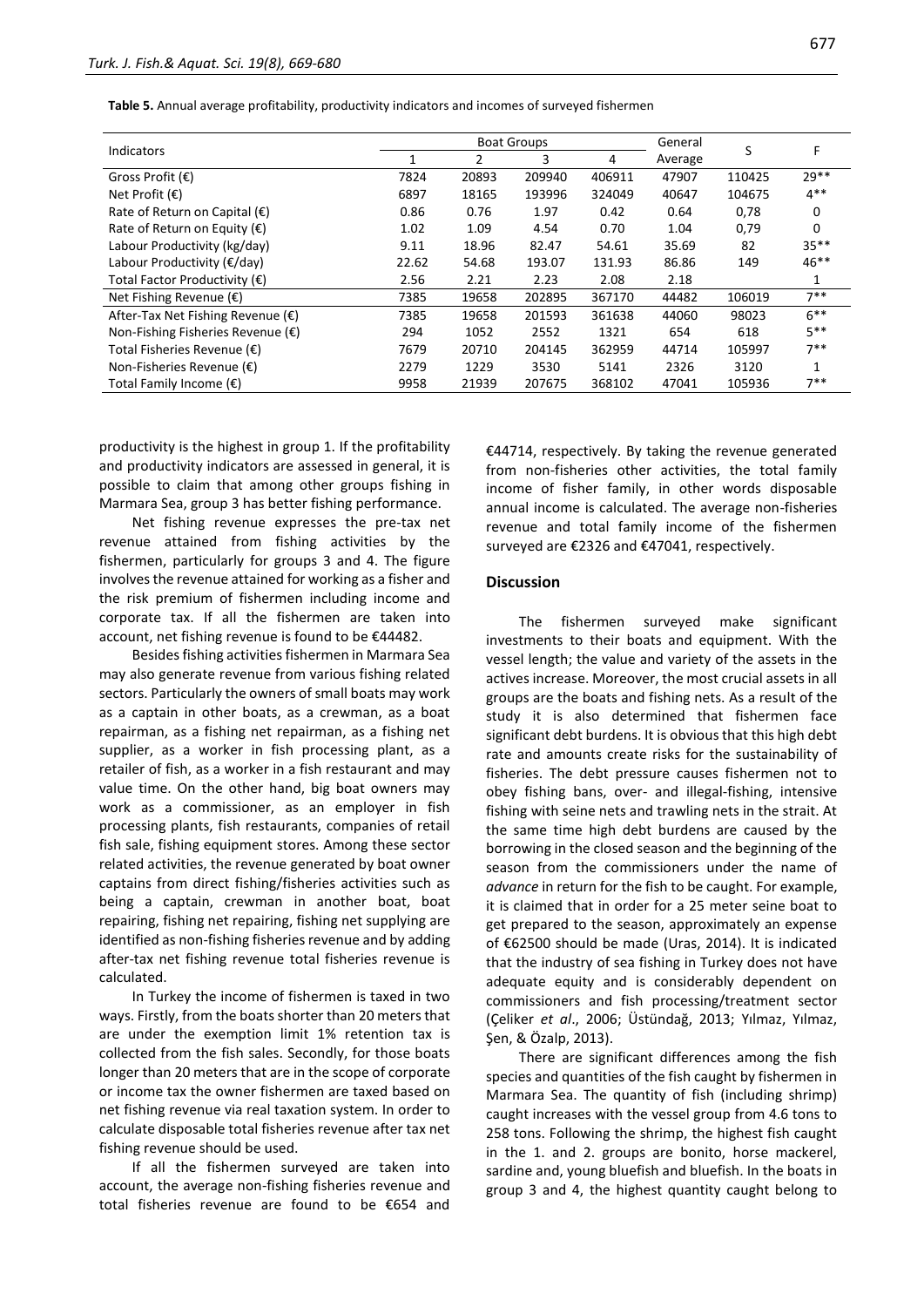**Table 5.** Annual average profitability, productivity indicators and incomes of surveyed fishermen

| Indicators | Boat Groups | | | | General Average | S | F |
|---|---|---|---|---|---|---|---|
| | 1 | 2 | 3 | 4 | | | |
| Gross Profit (€) | 7824 | 20893 | 209940 | 406911 | 47907 | 110425 | 29** |
| Net Profit (€) | 6897 | 18165 | 193996 | 324049 | 40647 | 104675 | 4** |
| Rate of Return on Capital (€) | 0.86 | 0.76 | 1.97 | 0.42 | 0.64 | 0,78 | 0 |
| Rate of Return on Equity (€) | 1.02 | 1.09 | 4.54 | 0.70 | 1.04 | 0,79 | 0 |
| Labour Productivity (kg/day) | 9.11 | 18.96 | 82.47 | 54.61 | 35.69 | 82 | 35** |
| Labour Productivity (€/day) | 22.62 | 54.68 | 193.07 | 131.93 | 86.86 | 149 | 46** |
| Total Factor Productivity (€) | 2.56 | 2.21 | 2.23 | 2.08 | 2.18 | | 1 |
| Net Fishing Revenue (€) | 7385 | 19658 | 202895 | 367170 | 44482 | 106019 | 7** |
| After-Tax Net Fishing Revenue (€) | 7385 | 19658 | 201593 | 361638 | 44060 | 98023 | 6** |
| Non-Fishing Fisheries Revenue (€) | 294 | 1052 | 2552 | 1321 | 654 | 618 | 5** |
| Total Fisheries Revenue (€) | 7679 | 20710 | 204145 | 362959 | 44714 | 105997 | 7** |
| Non-Fisheries Revenue (€) | 2279 | 1229 | 3530 | 5141 | 2326 | 3120 | 1 |
| Total Family Income (€) | 9958 | 21939 | 207675 | 368102 | 47041 | 105936 | 7** |

productivity is the highest in group 1. If the profitability and productivity indicators are assessed in general, it is possible to claim that among other groups fishing in Marmara Sea, group 3 has better fishing performance.

Net fishing revenue expresses the pre-tax net revenue attained from fishing activities by the fishermen, particularly for groups 3 and 4. The figure involves the revenue attained for working as a fisher and the risk premium of fishermen including income and corporate tax. If all the fishermen are taken into account, net fishing revenue is found to be €44482.

Besides fishing activities fishermen in Marmara Sea may also generate revenue from various fishing related sectors. Particularly the owners of small boats may work as a captain in other boats, as a crewman, as a boat repairman, as a fishing net repairman, as a fishing net supplier, as a worker in fish processing plant, as a retailer of fish, as a worker in a fish restaurant and may value time. On the other hand, big boat owners may work as a commissioner, as an employer in fish processing plants, fish restaurants, companies of retail fish sale, fishing equipment stores. Among these sector related activities, the revenue generated by boat owner captains from direct fishing/fisheries activities such as being a captain, crewman in another boat, boat repairing, fishing net repairing, fishing net supplying are identified as non-fishing fisheries revenue and by adding after-tax net fishing revenue total fisheries revenue is calculated.

In Turkey the income of fishermen is taxed in two ways. Firstly, from the boats shorter than 20 meters that are under the exemption limit 1% retention tax is collected from the fish sales. Secondly, for those boats longer than 20 meters that are in the scope of corporate or income tax the owner fishermen are taxed based on net fishing revenue via real taxation system. In order to calculate disposable total fisheries revenue after tax net fishing revenue should be used.

If all the fishermen surveyed are taken into account, the average non-fishing fisheries revenue and total fisheries revenue are found to be €654 and €44714, respectively. By taking the revenue generated from non-fisheries other activities, the total family income of fisher family, in other words disposable annual income is calculated. The average non-fisheries revenue and total family income of the fishermen surveyed are €2326 and €47041, respectively.

## Discussion

The fishermen surveyed make significant investments to their boats and equipment. With the vessel length; the value and variety of the assets in the actives increase. Moreover, the most crucial assets in all groups are the boats and fishing nets. As a result of the study it is also determined that fishermen face significant debt burdens. It is obvious that this high debt rate and amounts create risks for the sustainability of fisheries. The debt pressure causes fishermen not to obey fishing bans, over- and illegal-fishing, intensive fishing with seine nets and trawling nets in the strait. At the same time high debt burdens are caused by the borrowing in the closed season and the beginning of the season from the commissioners under the name of *advance* in return for the fish to be caught. For example, it is claimed that in order for a 25 meter seine boat to get prepared to the season, approximately an expense of €62500 should be made (Uras, 2014). It is indicated that the industry of sea fishing in Turkey does not have adequate equity and is considerably dependent on commissioners and fish processing/treatment sector (Çeliker *et al*., 2006; Üstündağ, 2013; Yılmaz, Yılmaz, Şen, & Özalp, 2013).

There are significant differences among the fish species and quantities of the fish caught by fishermen in Marmara Sea. The quantity of fish (including shrimp) caught increases with the vessel group from 4.6 tons to 258 tons. Following the shrimp, the highest fish caught in the 1. and 2. groups are bonito, horse mackerel, sardine and, young bluefish and bluefish. In the boats in group 3 and 4, the highest quantity caught belong to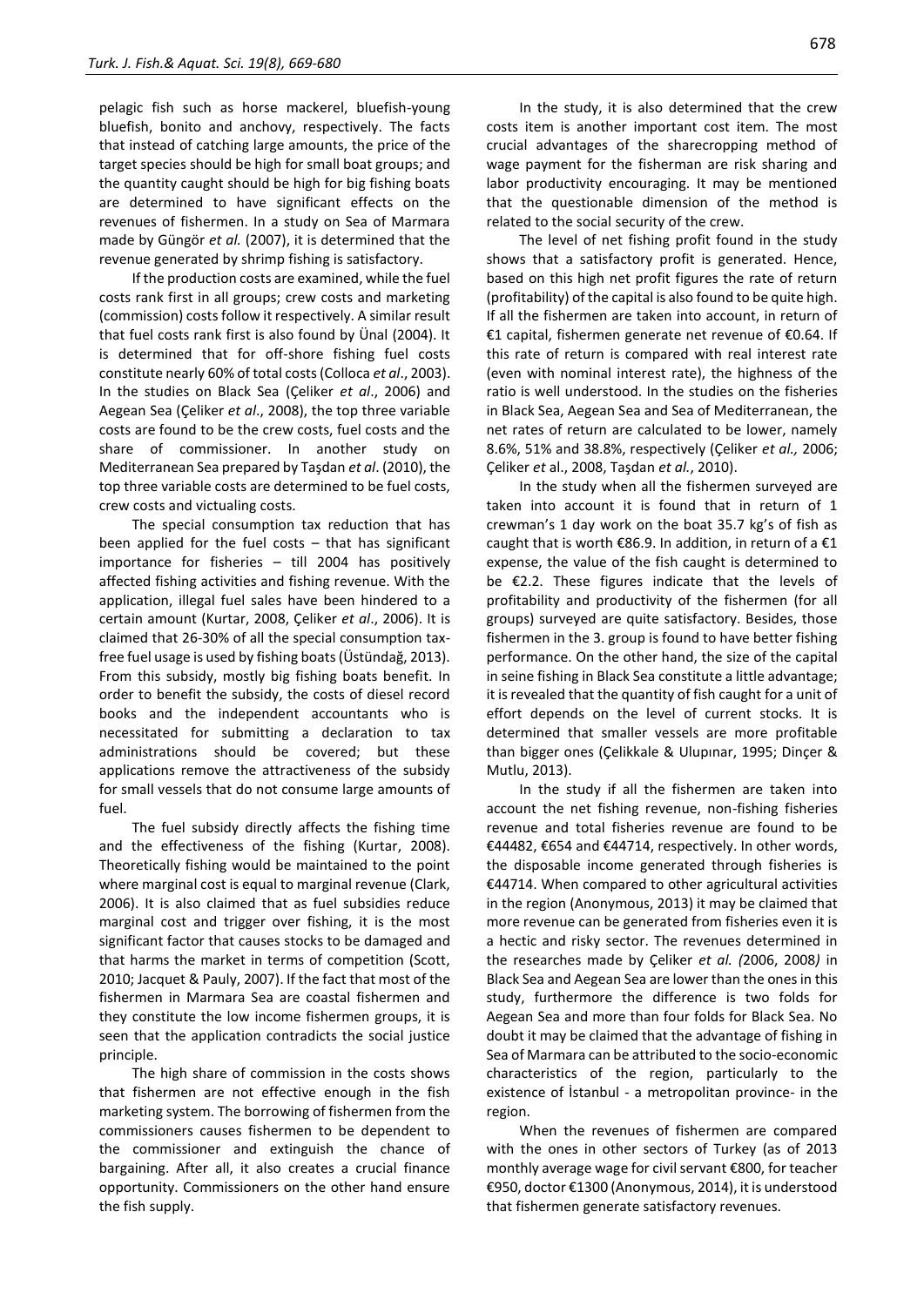pelagic fish such as horse mackerel, bluefish-young bluefish, bonito and anchovy, respectively. The facts that instead of catching large amounts, the price of the target species should be high for small boat groups; and the quantity caught should be high for big fishing boats are determined to have significant effects on the revenues of fishermen. In a study on Sea of Marmara made by Güngör *et al.* (2007), it is determined that the revenue generated by shrimp fishing is satisfactory.

If the production costs are examined, while the fuel costs rank first in all groups; crew costs and marketing (commission) costs follow it respectively. A similar result that fuel costs rank first is also found by Ünal (2004). It is determined that for off-shore fishing fuel costs constitute nearly 60% of total costs (Colloca *et al*., 2003). In the studies on Black Sea (Çeliker *et al*., 2006) and Aegean Sea (Çeliker *et al*., 2008), the top three variable costs are found to be the crew costs, fuel costs and the share of commissioner. In another study on Mediterranean Sea prepared by Taşdan *et al*. (2010), the top three variable costs are determined to be fuel costs, crew costs and victualing costs.

The special consumption tax reduction that has been applied for the fuel costs – that has significant importance for fisheries – till 2004 has positively affected fishing activities and fishing revenue. With the application, illegal fuel sales have been hindered to a certain amount (Kurtar, 2008, Çeliker *et al*., 2006). It is claimed that 26-30% of all the special consumption tax-free fuel usage is used by fishing boats (Üstündağ, 2013). From this subsidy, mostly big fishing boats benefit. In order to benefit the subsidy, the costs of diesel record books and the independent accountants who is necessitated for submitting a declaration to tax administrations should be covered; but these applications remove the attractiveness of the subsidy for small vessels that do not consume large amounts of fuel.

The fuel subsidy directly affects the fishing time and the effectiveness of the fishing (Kurtar, 2008). Theoretically fishing would be maintained to the point where marginal cost is equal to marginal revenue (Clark, 2006). It is also claimed that as fuel subsidies reduce marginal cost and trigger over fishing, it is the most significant factor that causes stocks to be damaged and that harms the market in terms of competition (Scott, 2010; Jacquet & Pauly, 2007). If the fact that most of the fishermen in Marmara Sea are coastal fishermen and they constitute the low income fishermen groups, it is seen that the application contradicts the social justice principle.

The high share of commission in the costs shows that fishermen are not effective enough in the fish marketing system. The borrowing of fishermen from the commissioners causes fishermen to be dependent to the commissioner and extinguish the chance of bargaining. After all, it also creates a crucial finance opportunity. Commissioners on the other hand ensure the fish supply.

In the study, it is also determined that the crew costs item is another important cost item. The most crucial advantages of the sharecropping method of wage payment for the fisherman are risk sharing and labor productivity encouraging. It may be mentioned that the questionable dimension of the method is related to the social security of the crew.

The level of net fishing profit found in the study shows that a satisfactory profit is generated. Hence, based on this high net profit figures the rate of return (profitability) of the capital is also found to be quite high. If all the fishermen are taken into account, in return of €1 capital, fishermen generate net revenue of €0.64. If this rate of return is compared with real interest rate (even with nominal interest rate), the highness of the ratio is well understood. In the studies on the fisheries in Black Sea, Aegean Sea and Sea of Mediterranean, the net rates of return are calculated to be lower, namely 8.6%, 51% and 38.8%, respectively (Çeliker *et al.,* 2006; Çeliker *et* al., 2008, Taşdan *et al.*, 2010).

In the study when all the fishermen surveyed are taken into account it is found that in return of 1 crewman's 1 day work on the boat 35.7 kg's of fish as caught that is worth €86.9. In addition, in return of a €1 expense, the value of the fish caught is determined to be €2.2. These figures indicate that the levels of profitability and productivity of the fishermen (for all groups) surveyed are quite satisfactory. Besides, those fishermen in the 3. group is found to have better fishing performance. On the other hand, the size of the capital in seine fishing in Black Sea constitute a little advantage; it is revealed that the quantity of fish caught for a unit of effort depends on the level of current stocks. It is determined that smaller vessels are more profitable than bigger ones (Çelikkale & Ulupınar, 1995; Dinçer & Mutlu, 2013).

In the study if all the fishermen are taken into account the net fishing revenue, non-fishing fisheries revenue and total fisheries revenue are found to be €44482, €654 and €44714, respectively. In other words, the disposable income generated through fisheries is €44714. When compared to other agricultural activities in the region (Anonymous, 2013) it may be claimed that more revenue can be generated from fisheries even it is a hectic and risky sector. The revenues determined in the researches made by Çeliker *et al. (*2006, 2008*)* in Black Sea and Aegean Sea are lower than the ones in this study, furthermore the difference is two folds for Aegean Sea and more than four folds for Black Sea. No doubt it may be claimed that the advantage of fishing in Sea of Marmara can be attributed to the socio-economic characteristics of the region, particularly to the existence of İstanbul - a metropolitan province- in the region.

When the revenues of fishermen are compared with the ones in other sectors of Turkey (as of 2013 monthly average wage for civil servant €800, for teacher €950, doctor €1300 (Anonymous, 2014), it is understood that fishermen generate satisfactory revenues.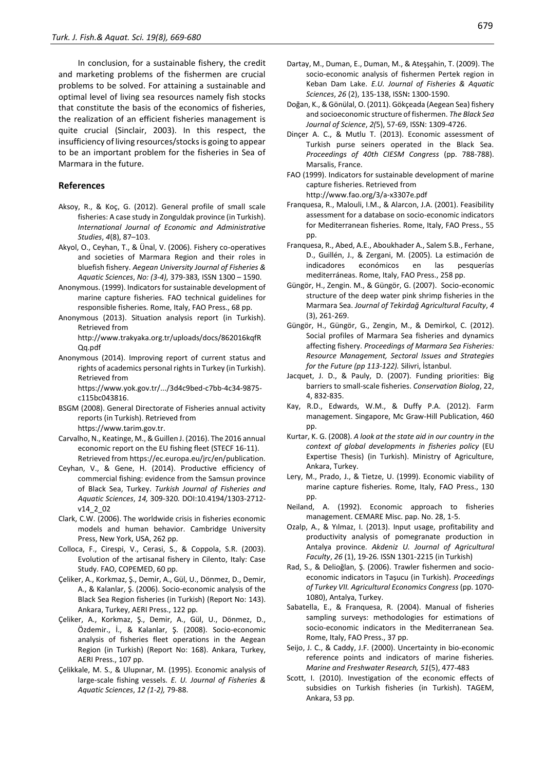In conclusion, for a sustainable fishery, the credit and marketing problems of the fishermen are crucial problems to be solved. For attaining a sustainable and optimal level of living sea resources namely fish stocks that constitute the basis of the economics of fisheries, the realization of an efficient fisheries management is quite crucial (Sinclair, 2003). In this respect, the insufficiency of living resources/stocks is going to appear to be an important problem for the fisheries in Sea of Marmara in the future.

## References

Aksoy, R., & Koç, G. (2012). General profile of small scale fisheries: A case study in Zonguldak province (in Turkish). *International Journal of Economic and Administrative Studies*, *4*(8), 87–103.

Akyol, O., Ceyhan, T., & Ünal, V. (2006). Fishery co-operatives and societies of Marmara Region and their roles in bluefish fishery. *Aegean University Journal of Fisheries & Aquatic Sciences*, *No: (3-4),* 379-383*,* ISSN 1300 – 1590.

Anonymous. (1999). Indicators for sustainable development of marine capture fisheries. FAO technical guidelines for responsible fisheries. Rome, Italy, FAO Press., 68 pp.

Anonymous (2013). Situation analysis report (in Turkish). Retrieved from http://www.trakyaka.org.tr/uploads/docs/862016kqfRQq.pdf

Anonymous (2014). Improving report of current status and rights of academics personal rights in Turkey (in Turkish). Retrieved from https://www.yok.gov.tr/.../3d4c9bed-c7bb-4c34-9875-c115bc043816.

BSGM (2008). General Directorate of Fisheries annual activity reports (in Turkish). Retrieved from https://www.tarim.gov.tr.

Carvalho, N., Keatinge, M., & Guillen J. (2016). The 2016 annual economic report on the EU fishing fleet (STECF 16-11). Retrieved from https://ec.europa.eu/jrc/en/publication.

Ceyhan, V., & Gene, H. (2014). Productive efficiency of commercial fishing: evidence from the Samsun province of Black Sea, Turkey. *Turkish Journal of Fisheries and Aquatic Sciences*, *14,* 309-320*.* DOI:10.4194/1303-2712-v14_2_02

Clark, C.W. (2006). The worldwide crisis in fisheries economic models and human behavior. Cambridge University Press, New York, USA, 262 pp.

Colloca, F., Cirespi, V., Cerasi, S., & Coppola, S.R. (2003). Evolution of the artisanal fishery in Cilento, Italy: Case Study. FAO, COPEMED, 60 pp.

Çeliker, A., Korkmaz, Ş., Demir, A., Gül, U., Dönmez, D., Demir, A., & Kalanlar, Ş. (2006). Socio-economic analysis of the Black Sea Region fisheries (in Turkish) (Report No: 143). Ankara, Turkey, AERI Press., 122 pp.

Çeliker, A., Korkmaz, Ş., Demir, A., Gül, U., Dönmez, D., Özdemir., İ., & Kalanlar, Ş. (2008). Socio-economic analysis of fisheries fleet operations in the Aegean Region (in Turkish) (Report No: 168). Ankara, Turkey, AERI Press., 107 pp.

Çelikkale, M. S., & Ulupınar, M. (1995). Economic analysis of large-scale fishing vessels. *E. U. Journal of Fisheries & Aquatic Sciences*, *12 (1-2),* 79-88.

Dartay, M., Duman, E., Duman, M., & Ateşşahin, T. (2009). The socio-economic analysis of fishermen Pertek region in Keban Dam Lake. *E.U. Journal of Fisheries & Aquatic Sciences*, *26* (2), 135-138, ISSN**:** 1300-1590.

Doğan, K., & Gönülal, O. (2011). Gökçeada (Aegean Sea) fishery and socioeconomic structure of fishermen. *The Black Sea Journal of Science*, *2(*5), 57-69, ISSN: 1309-4726.

Dinçer A. C., & Mutlu T. (2013). Economic assessment of Turkish purse seiners operated in the Black Sea. *Proceedings of 40th CIESM Congress* (pp. 788-788). Marsalis, France.

FAO (1999). Indicators for sustainable development of marine capture fisheries. Retrieved from http://www.fao.org/3/a-x3307e.pdf

Franquesa, R., Malouli, I.M., & Alarcon, J.A. (2001). Feasibility assessment for a database on socio-economic indicators for Mediterranean fisheries. Rome, Italy, FAO Press., 55 pp.

Franquesa, R., Abed, A.E., Aboukhader A., Salem S.B., Ferhane, D., Guillén, J., & Zergani, M. (2005). La estimación de indicadores económicos en las pesquerías mediterráneas. Rome, Italy, FAO Press., 258 pp.

Güngör, H., Zengin. M., & Güngör, G. (2007). Socio-economic structure of the deep water pink shrimp fisheries in the Marmara Sea. *Journal of Tekirdağ Agricultural Faculty*, *4* (3), 261-269.

Güngör, H., Güngör, G., Zengin, M., & Demirkol, C. (2012). Social profiles of Marmara Sea fisheries and dynamics affecting fishery. *Proceedings of Marmara Sea Fisheries: Resource Management, Sectoral Issues and Strategies for the Future (pp 113-122).* Silivri, İstanbul.

Jacquet, J. D., & Pauly, D. (2007). Funding priorities: Big barriers to small-scale fisheries. *Conservation Biolog*, 22, 4, 832-835.

Kay, R.D., Edwards, W.M., & Duffy P.A. (2012). Farm management. Singapore, Mc Graw-Hill Publication, 460 pp.

Kurtar, K. G. (2008). *A look at the state aid in our country in the context of global developments in fisheries policy* (EU Expertise Thesis) (in Turkish). Ministry of Agriculture, Ankara, Turkey.

Lery, M., Prado, J., & Tietze, U. (1999). Economic viability of marine capture fisheries. Rome, Italy, FAO Press., 130 pp.

Neiland, A. (1992). Economic approach to fisheries management. CEMARE Misc. pap. No. 28, 1-5.

Ozalp, A., & Yılmaz, I. (2013). Input usage, profitability and productivity analysis of pomegranate production in Antalya province. *Akdeniz U. Journal of Agricultural Faculty*, *26* (1), 19-26. ISSN 1301-2215 (in Turkish)

Rad, S., & Delioğlan, Ş. (2006). Trawler fishermen and socio-economic indicators in Taşucu (in Turkish). *Proceedings of Turkey VII. Agricultural Economics Congress* (pp. 1070-1080), Antalya, Turkey.

Sabatella, E., & Franquesa, R. (2004). Manual of fisheries sampling surveys: methodologies for estimations of socio-economic indicators in the Mediterranean Sea. Rome, Italy, FAO Press., 37 pp.

Seijo, J. C., & Caddy, J.F. (2000). Uncertainty in bio-economic reference points and indicators of marine fisheries. *Marine and Freshwater Research, 51*(5), 477-483

Scott, I. (2010). Investigation of the economic effects of subsidies on Turkish fisheries (in Turkish). TAGEM, Ankara, 53 pp.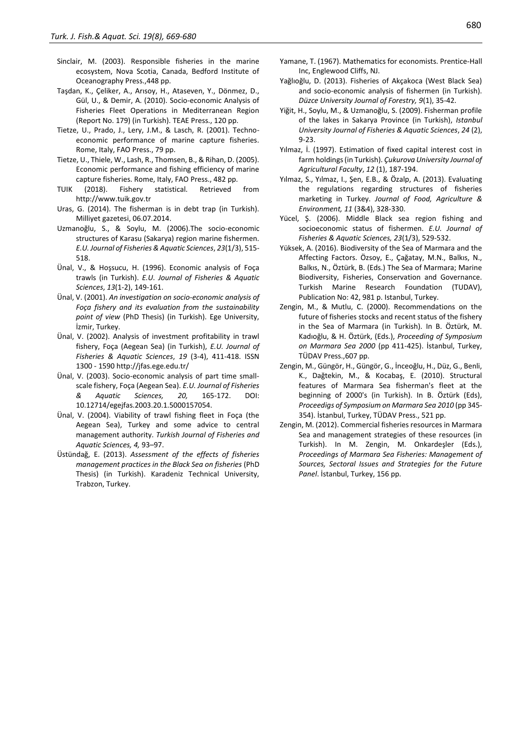Sinclair, M. (2003). Responsible fisheries in the marine ecosystem, Nova Scotia, Canada, Bedford Institute of Oceanography Press.,448 pp.

Taşdan, K., Çeliker, A., Arısoy, H., Ataseven, Y., Dönmez, D., Gül, U., & Demir, A. (2010). Socio-economic Analysis of Fisheries Fleet Operations in Mediterranean Region (Report No. 179) (in Turkish). TEAE Press., 120 pp.

Tietze, U., Prado, J., Lery, J.M., & Lasch, R. (2001). Techno-economic performance of marine capture fisheries. Rome, Italy, FAO Press., 79 pp.

Tietze, U., Thiele, W., Lash, R., Thomsen, B., & Rihan, D. (2005). Economic performance and fishing efficiency of marine capture fisheries. Rome, Italy, FAO Press., 482 pp.

TUIK (2018). Fishery statistical. Retrieved from http://www.tuik.gov.tr

Uras, G. (2014). The fisherman is in debt trap (in Turkish). Milliyet gazetesi, 06.07.2014.

Uzmanoğlu, S., & Soylu, M. (2006).The socio-economic structures of Karasu (Sakarya) region marine fishermen. *E.U. Journal of Fisheries & Aquatic Sciences*, *23*(1/3), 515-518.

Ünal, V., & Hoşsucu, H. (1996). Economic analysis of Foça trawls (in Turkish). *E.U. Journal of Fisheries & Aquatic Sciences*, *13*(1-2), 149-161.

Ünal, V. (2001). *An investigation on socio-economic analysis of Foça fishery and its evaluation from the sustainability point of view* (PhD Thesis) (in Turkish). Ege University, İzmir, Turkey.

Ünal, V. (2002). Analysis of investment profitability in trawl fishery, Foça (Aegean Sea) (in Turkish), *E.U. Journal of Fisheries & Aquatic Sciences*, *19* (3-4), 411-418. ISSN 1300 - 1590 http://jfas.ege.edu.tr/

Ünal, V. (2003). Socio-economic analysis of part time small-scale fishery, Foça (Aegean Sea). *E.U. Journal of Fisheries & Aquatic Sciences, 20,* 165-172. DOI: 10.12714/egejfas.2003.20.1.5000157054.

Ünal, V. (2004). Viability of trawl fishing fleet in Foça (the Aegean Sea), Turkey and some advice to central management authority. *Turkish Journal of Fisheries and Aquatic Sciences, 4,* 93–97.

Üstündağ, E. (2013). *Assessment of the effects of fisheries management practices in the Black Sea on fisheries* (PhD Thesis) (in Turkish). Karadeniz Technical University, Trabzon, Turkey.

Yamane, T. (1967). Mathematics for economists. Prentice-Hall Inc, Englewood Cliffs, NJ.

Yağlıoğlu, D. (2013). Fisheries of Akçakoca (West Black Sea) and socio-economic analysis of fishermen (in Turkish). *Düzce University Journal of Forestry, 9*(1), 35-42.

Yiğit, H., Soylu, M., & Uzmanoğlu, S. (2009). Fisherman profile of the lakes in Sakarya Province (in Turkish), *Istanbul University Journal of Fisheries & Aquatic Sciences*, *24* (2), 9-23.

Yılmaz, İ. (1997). Estimation of fixed capital interest cost in farm holdings (in Turkish). *Çukurova University Journal of Agricultural Faculty*, *12* (1), 187-194.

Yılmaz, S., Yılmaz, I., Şen, E.B., & Özalp, A. (2013). Evaluating the regulations regarding structures of fisheries marketing in Turkey. *Journal of Food, Agriculture & Environment, 11* (3&4), 328-330.

Yücel, Ş. (2006). Middle Black sea region fishing and socioeconomic status of fishermen. *E.U. Journal of Fisheries & Aquatic Sciences, 23*(1/3), 529-532.

Yüksek, A. (2016). Biodiversity of the Sea of Marmara and the Affecting Factors. Özsoy, E., Çağatay, M.N., Balkıs, N., Balkıs, N., Öztürk, B. (Eds.) The Sea of Marmara; Marine Biodiversity, Fisheries, Conservation and Governance. Turkish Marine Research Foundation (TUDAV), Publication No: 42, 981 p. Istanbul, Turkey.

Zengin, M., & Mutlu, C. (2000). Recommendations on the future of fisheries stocks and recent status of the fishery in the Sea of Marmara (in Turkish). In B. Öztürk, M. Kadıoğlu, & H. Öztürk, (Eds.), *Proceeding of Symposium on Marmara Sea 2000* (pp 411-425). İstanbul, Turkey, TÜDAV Press.,607 pp.

Zengin, M., Güngör, H., Güngör, G., İnceoğlu, H., Düz, G., Benli, K., Dağtekin, M., & Kocabaş, E. (2010). Structural features of Marmara Sea fisherman's fleet at the beginning of 2000's (in Turkish). In B. Öztürk (Eds), *Proceedigs of Symposium on Marmara Sea 2010* (pp 345-354). İstanbul, Turkey, TÜDAV Press., 521 pp.

Zengin, M. (2012). Commercial fisheries resources in Marmara Sea and management strategies of these resources (in Turkish). In M. Zengin, M. Onkardeşler (Eds.), *Proceedings of Marmara Sea Fisheries: Management of Sources, Sectoral Issues and Strategies for the Future Panel*. İstanbul, Turkey, 156 pp.